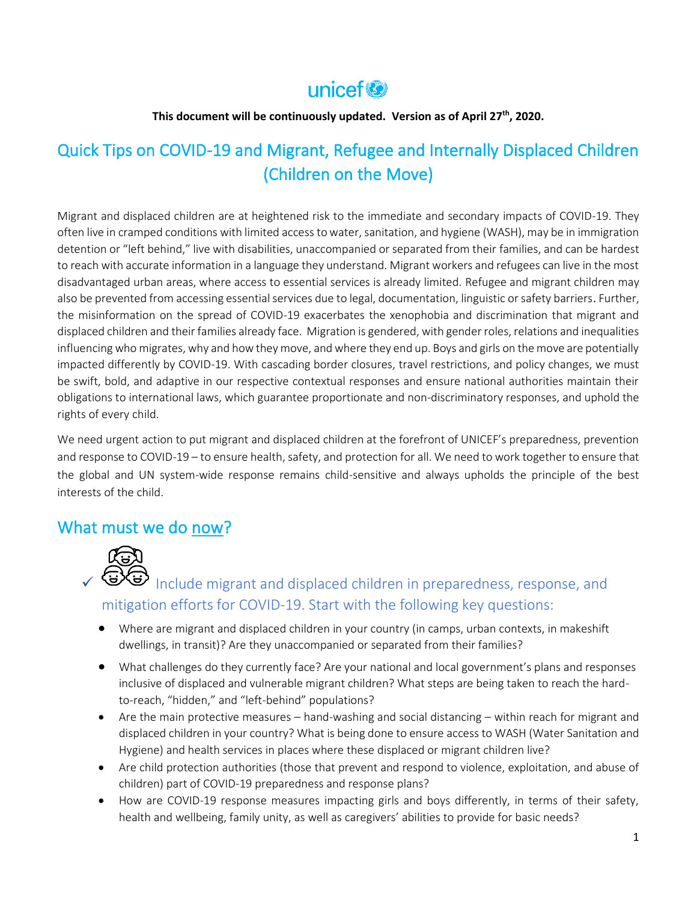unicef

**This document will be continuously updated. Version as of April 27th, 2020.**

# Quick Tips on COVID-19 and Migrant, Refugee and Internally Displaced Children (Children on the Move)

Migrant and displaced children are at heightened risk to the immediate and secondary impacts of COVID-19. They often live in cramped conditions with limited access to water, sanitation, and hygiene (WASH), may be in immigration detention or "left behind," live with disabilities, unaccompanied or separated from their families, and can be hardest to reach with accurate information in a language they understand. Migrant workers and refugees can live in the most disadvantaged urban areas, where access to essential services is already limited. Refugee and migrant children may also be prevented from accessing essential services due to legal, documentation, linguistic or safety barriers. Further, the misinformation on the spread of COVID-19 exacerbates the xenophobia and discrimination that migrant and displaced children and their families already face. Migration is gendered, with gender roles, relations and inequalities influencing who migrates, why and how they move, and where they end up. Boys and girls on the move are potentially impacted differently by COVID-19. With cascading border closures, travel restrictions, and policy changes, we must be swift, bold, and adaptive in our respective contextual responses and ensure national authorities maintain their obligations to international laws, which guarantee proportionate and non-discriminatory responses, and uphold the rights of every child.

We need urgent action to put migrant and displaced children at the forefront of UNICEF's preparedness, prevention and response to COVID-19 – to ensure health, safety, and protection for all. We need to work together to ensure that the global and UN system-wide response remains child-sensitive and always upholds the principle of the best interests of the child.

## What must we do <u>now</u>?

### ✓ Include migrant and displaced children in preparedness, response, and mitigation efforts for COVID-19. Start with the following key questions:

- Where are migrant and displaced children in your country (in camps, urban contexts, in makeshift dwellings, in transit)? Are they unaccompanied or separated from their families?
- What challenges do they currently face? Are your national and local government's plans and responses inclusive of displaced and vulnerable migrant children? What steps are being taken to reach the hard-to-reach, "hidden," and "left-behind" populations?
- Are the main protective measures – hand-washing and social distancing – within reach for migrant and displaced children in your country? What is being done to ensure access to WASH (Water Sanitation and Hygiene) and health services in places where these displaced or migrant children live?
- Are child protection authorities (those that prevent and respond to violence, exploitation, and abuse of children) part of COVID-19 preparedness and response plans?
- How are COVID-19 response measures impacting girls and boys differently, in terms of their safety, health and wellbeing, family unity, as well as caregivers' abilities to provide for basic needs?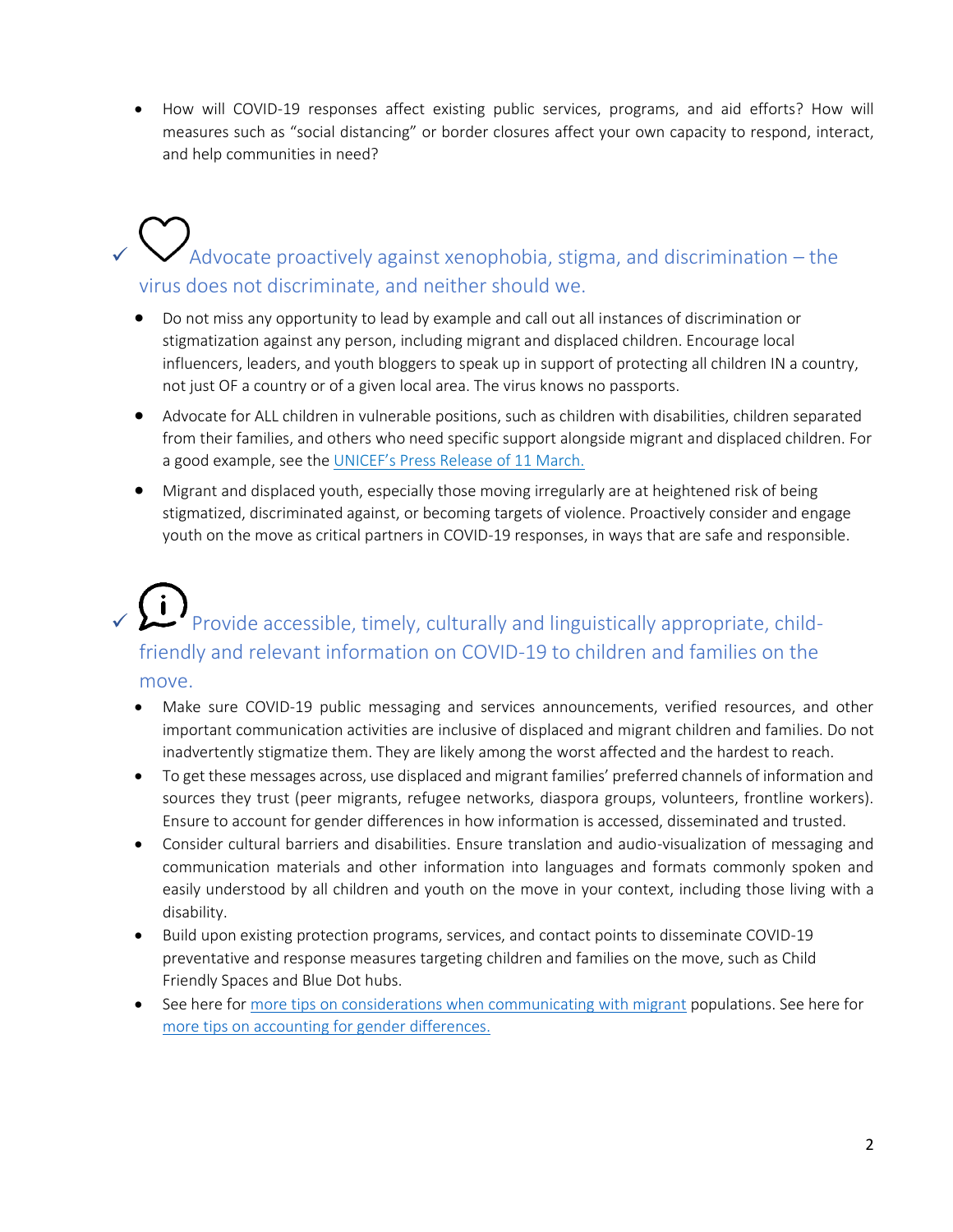- How will COVID-19 responses affect existing public services, programs, and aid efforts? How will measures such as "social distancing" or border closures affect your own capacity to respond, interact, and help communities in need?

## ✓ Advocate proactively against xenophobia, stigma, and discrimination – the virus does not discriminate, and neither should we.

- Do not miss any opportunity to lead by example and call out all instances of discrimination or stigmatization against any person, including migrant and displaced children. Encourage local influencers, leaders, and youth bloggers to speak up in support of protecting all children IN a country, not just OF a country or of a given local area. The virus knows no passports.
- Advocate for ALL children in vulnerable positions, such as children with disabilities, children separated from their families, and others who need specific support alongside migrant and displaced children. For a good example, see the UNICEF's Press Release of 11 March.
- Migrant and displaced youth, especially those moving irregularly are at heightened risk of being stigmatized, discriminated against, or becoming targets of violence. Proactively consider and engage youth on the move as critical partners in COVID-19 responses, in ways that are safe and responsible.

## ✓ Provide accessible, timely, culturally and linguistically appropriate, child-friendly and relevant information on COVID-19 to children and families on the move.

- Make sure COVID-19 public messaging and services announcements, verified resources, and other important communication activities are inclusive of displaced and migrant children and families. Do not inadvertently stigmatize them. They are likely among the worst affected and the hardest to reach.
- To get these messages across, use displaced and migrant families' preferred channels of information and sources they trust (peer migrants, refugee networks, diaspora groups, volunteers, frontline workers). Ensure to account for gender differences in how information is accessed, disseminated and trusted.
- Consider cultural barriers and disabilities. Ensure translation and audio-visualization of messaging and communication materials and other information into languages and formats commonly spoken and easily understood by all children and youth on the move in your context, including those living with a disability.
- Build upon existing protection programs, services, and contact points to disseminate COVID-19 preventative and response measures targeting children and families on the move, such as Child Friendly Spaces and Blue Dot hubs.
- See here for more tips on considerations when communicating with migrant populations. See here for more tips on accounting for gender differences.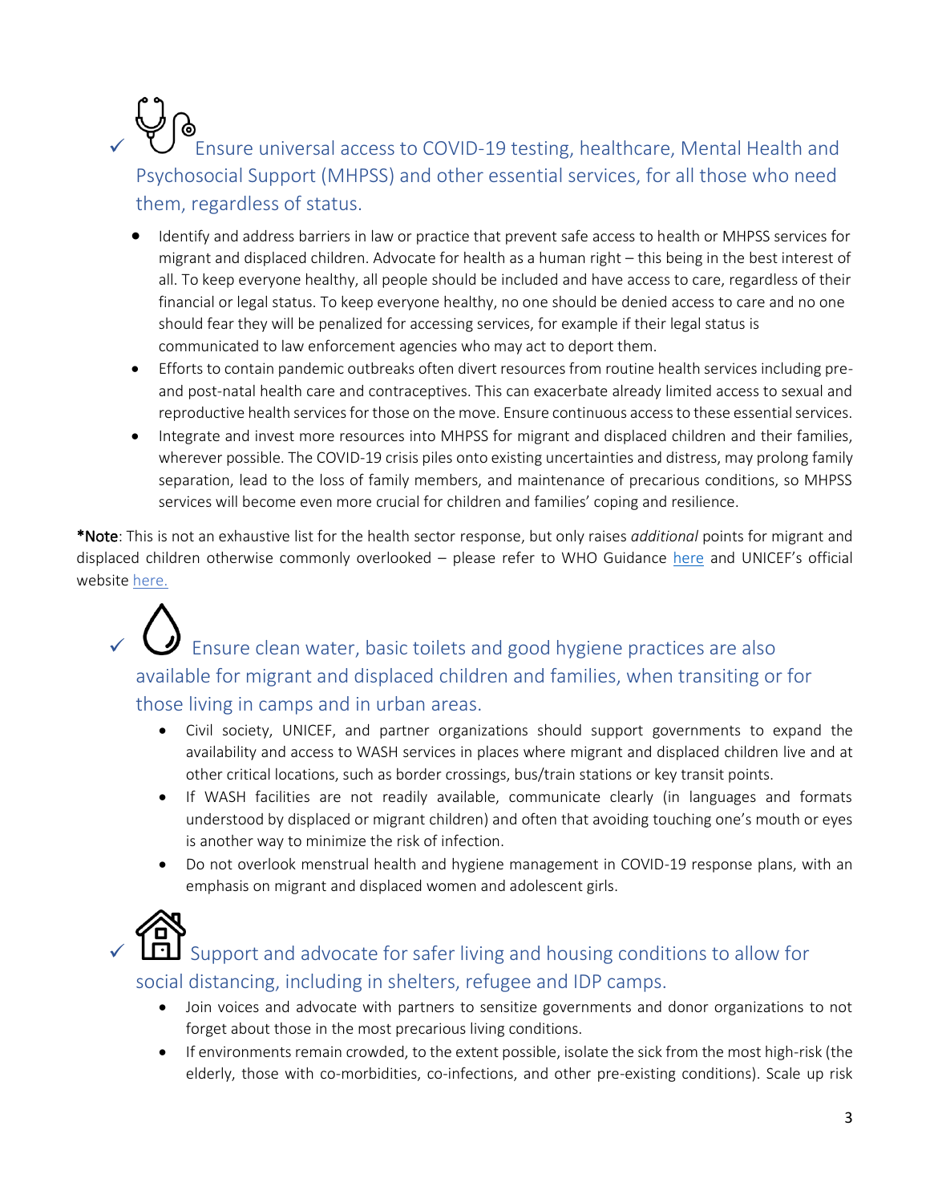- ✓ Ensure universal access to COVID-19 testing, healthcare, Mental Health and Psychosocial Support (MHPSS) and other essential services, for all those who need them, regardless of status.

  - Identify and address barriers in law or practice that prevent safe access to health or MHPSS services for migrant and displaced children. Advocate for health as a human right – this being in the best interest of all. To keep everyone healthy, all people should be included and have access to care, regardless of their financial or legal status. To keep everyone healthy, no one should be denied access to care and no one should fear they will be penalized for accessing services, for example if their legal status is communicated to law enforcement agencies who may act to deport them.
  - Efforts to contain pandemic outbreaks often divert resources from routine health services including pre- and post-natal health care and contraceptives. This can exacerbate already limited access to sexual and reproductive health services for those on the move. Ensure continuous access to these essential services.
  - Integrate and invest more resources into MHPSS for migrant and displaced children and their families, wherever possible. The COVID-19 crisis piles onto existing uncertainties and distress, may prolong family separation, lead to the loss of family members, and maintenance of precarious conditions, so MHPSS services will become even more crucial for children and families' coping and resilience.

***Note**: This is not an exhaustive list for the health sector response, but only raises *additional* points for migrant and displaced children otherwise commonly overlooked – please refer to WHO Guidance here and UNICEF's official website here.

- ✓ Ensure clean water, basic toilets and good hygiene practices are also available for migrant and displaced children and families, when transiting or for those living in camps and in urban areas.

  - Civil society, UNICEF, and partner organizations should support governments to expand the availability and access to WASH services in places where migrant and displaced children live and at other critical locations, such as border crossings, bus/train stations or key transit points.
  - If WASH facilities are not readily available, communicate clearly (in languages and formats understood by displaced or migrant children) and often that avoiding touching one's mouth or eyes is another way to minimize the risk of infection.
  - Do not overlook menstrual health and hygiene management in COVID-19 response plans, with an emphasis on migrant and displaced women and adolescent girls.

- ✓ Support and advocate for safer living and housing conditions to allow for social distancing, including in shelters, refugee and IDP camps.

  - Join voices and advocate with partners to sensitize governments and donor organizations to not forget about those in the most precarious living conditions.
  - If environments remain crowded, to the extent possible, isolate the sick from the most high-risk (the elderly, those with co-morbidities, co-infections, and other pre-existing conditions). Scale up risk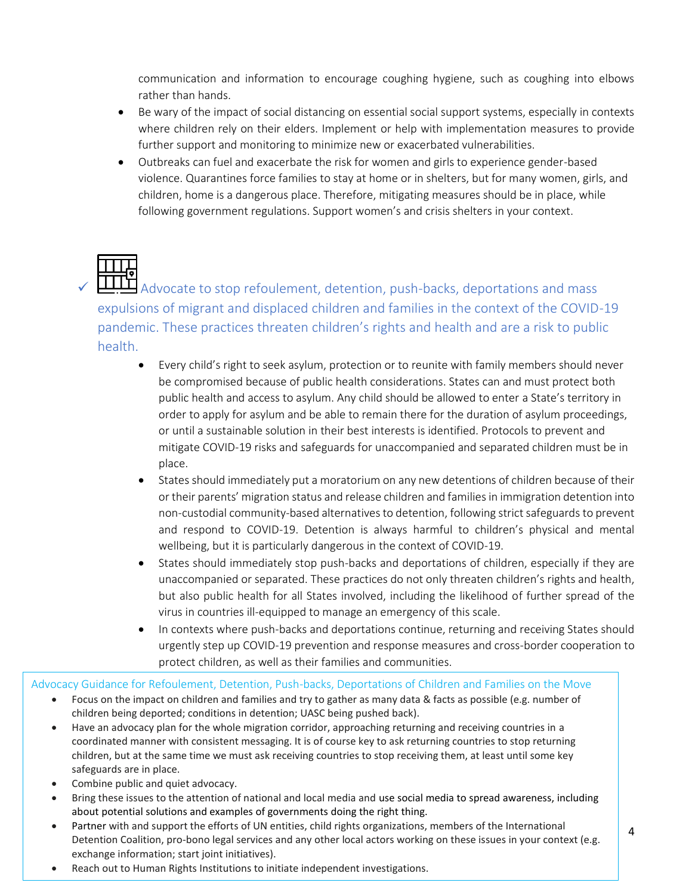communication and information to encourage coughing hygiene, such as coughing into elbows rather than hands.

- Be wary of the impact of social distancing on essential social support systems, especially in contexts where children rely on their elders. Implement or help with implementation measures to provide further support and monitoring to minimize new or exacerbated vulnerabilities.
- Outbreaks can fuel and exacerbate the risk for women and girls to experience gender-based violence. Quarantines force families to stay at home or in shelters, but for many women, girls, and children, home is a dangerous place. Therefore, mitigating measures should be in place, while following government regulations. Support women's and crisis shelters in your context.

### ✓ Advocate to stop refoulement, detention, push-backs, deportations and mass expulsions of migrant and displaced children and families in the context of the COVID-19 pandemic. These practices threaten children's rights and health and are a risk to public health.

- Every child's right to seek asylum, protection or to reunite with family members should never be compromised because of public health considerations. States can and must protect both public health and access to asylum. Any child should be allowed to enter a State's territory in order to apply for asylum and be able to remain there for the duration of asylum proceedings, or until a sustainable solution in their best interests is identified. Protocols to prevent and mitigate COVID-19 risks and safeguards for unaccompanied and separated children must be in place.
- States should immediately put a moratorium on any new detentions of children because of their or their parents' migration status and release children and families in immigration detention into non-custodial community-based alternatives to detention, following strict safeguards to prevent and respond to COVID-19. Detention is always harmful to children's physical and mental wellbeing, but it is particularly dangerous in the context of COVID-19.
- States should immediately stop push-backs and deportations of children, especially if they are unaccompanied or separated. These practices do not only threaten children's rights and health, but also public health for all States involved, including the likelihood of further spread of the virus in countries ill-equipped to manage an emergency of this scale.
- In contexts where push-backs and deportations continue, returning and receiving States should urgently step up COVID-19 prevention and response measures and cross-border cooperation to protect children, as well as their families and communities.

#### Advocacy Guidance for Refoulement, Detention, Push-backs, Deportations of Children and Families on the Move

- Focus on the impact on children and families and try to gather as many data & facts as possible (e.g. number of children being deported; conditions in detention; UASC being pushed back).
- Have an advocacy plan for the whole migration corridor, approaching returning and receiving countries in a coordinated manner with consistent messaging. It is of course key to ask returning countries to stop returning children, but at the same time we must ask receiving countries to stop receiving them, at least until some key safeguards are in place.
- Combine public and quiet advocacy.
- Bring these issues to the attention of national and local media and use social media to spread awareness, including about potential solutions and examples of governments doing the right thing.
- Partner with and support the efforts of UN entities, child rights organizations, members of the International Detention Coalition, pro-bono legal services and any other local actors working on these issues in your context (e.g. exchange information; start joint initiatives).
- Reach out to Human Rights Institutions to initiate independent investigations.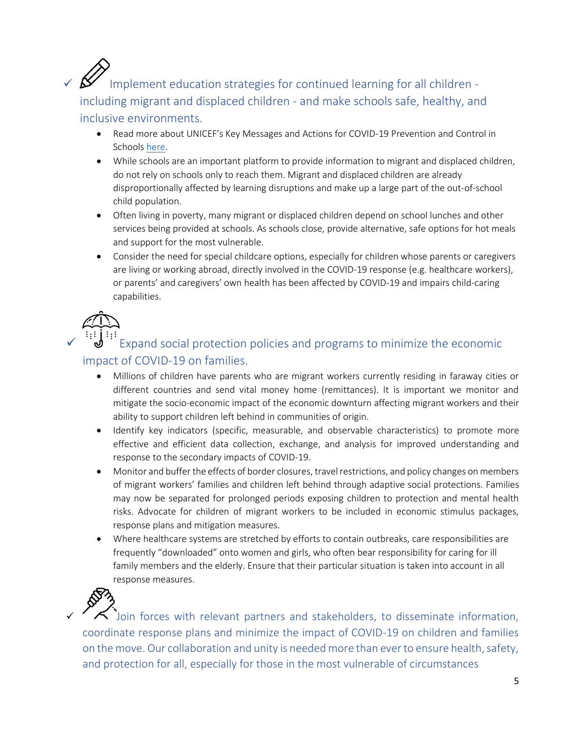- ✓ Implement education strategies for continued learning for all children - including migrant and displaced children - and make schools safe, healthy, and inclusive environments.
  - Read more about UNICEF's Key Messages and Actions for COVID-19 Prevention and Control in Schools here.
  - While schools are an important platform to provide information to migrant and displaced children, do not rely on schools only to reach them. Migrant and displaced children are already disproportionally affected by learning disruptions and make up a large part of the out-of-school child population.
  - Often living in poverty, many migrant or displaced children depend on school lunches and other services being provided at schools. As schools close, provide alternative, safe options for hot meals and support for the most vulnerable.
  - Consider the need for special childcare options, especially for children whose parents or caregivers are living or working abroad, directly involved in the COVID-19 response (e.g. healthcare workers), or parents' and caregivers' own health has been affected by COVID-19 and impairs child-caring capabilities.

- ✓ Expand social protection policies and programs to minimize the economic impact of COVID-19 on families.
  - Millions of children have parents who are migrant workers currently residing in faraway cities or different countries and send vital money home (remittances). It is important we monitor and mitigate the socio-economic impact of the economic downturn affecting migrant workers and their ability to support children left behind in communities of origin.
  - Identify key indicators (specific, measurable, and observable characteristics) to promote more effective and efficient data collection, exchange, and analysis for improved understanding and response to the secondary impacts of COVID-19.
  - Monitor and buffer the effects of border closures, travel restrictions, and policy changes on members of migrant workers' families and children left behind through adaptive social protections. Families may now be separated for prolonged periods exposing children to protection and mental health risks. Advocate for children of migrant workers to be included in economic stimulus packages, response plans and mitigation measures.
  - Where healthcare systems are stretched by efforts to contain outbreaks, care responsibilities are frequently "downloaded" onto women and girls, who often bear responsibility for caring for ill family members and the elderly. Ensure that their particular situation is taken into account in all response measures.

- ✓ Join forces with relevant partners and stakeholders, to disseminate information, coordinate response plans and minimize the impact of COVID-19 on children and families on the move. Our collaboration and unity is needed more than ever to ensure health, safety, and protection for all, especially for those in the most vulnerable of circumstances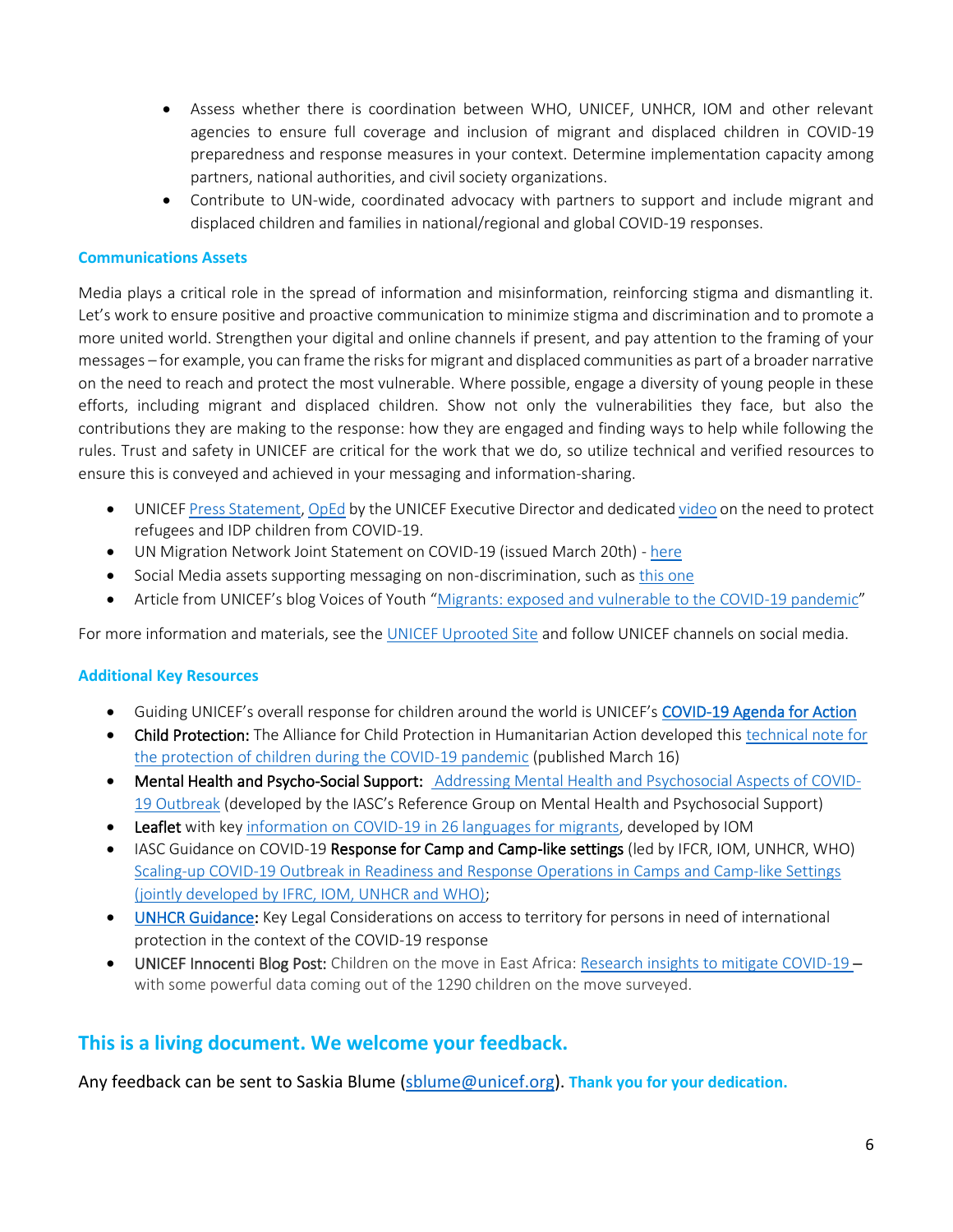- Assess whether there is coordination between WHO, UNICEF, UNHCR, IOM and other relevant agencies to ensure full coverage and inclusion of migrant and displaced children in COVID-19 preparedness and response measures in your context. Determine implementation capacity among partners, national authorities, and civil society organizations.
- Contribute to UN-wide, coordinated advocacy with partners to support and include migrant and displaced children and families in national/regional and global COVID-19 responses.

### Communications Assets

Media plays a critical role in the spread of information and misinformation, reinforcing stigma and dismantling it. Let's work to ensure positive and proactive communication to minimize stigma and discrimination and to promote a more united world. Strengthen your digital and online channels if present, and pay attention to the framing of your messages – for example, you can frame the risks for migrant and displaced communities as part of a broader narrative on the need to reach and protect the most vulnerable. Where possible, engage a diversity of young people in these efforts, including migrant and displaced children. Show not only the vulnerabilities they face, but also the contributions they are making to the response: how they are engaged and finding ways to help while following the rules. Trust and safety in UNICEF are critical for the work that we do, so utilize technical and verified resources to ensure this is conveyed and achieved in your messaging and information-sharing.

- UNICEF Press Statement, OpEd by the UNICEF Executive Director and dedicated video on the need to protect refugees and IDP children from COVID-19.
- UN Migration Network Joint Statement on COVID-19 (issued March 20th) - here
- Social Media assets supporting messaging on non-discrimination, such as this one
- Article from UNICEF's blog Voices of Youth "Migrants: exposed and vulnerable to the COVID-19 pandemic"

For more information and materials, see the UNICEF Uprooted Site and follow UNICEF channels on social media.

### Additional Key Resources

- Guiding UNICEF's overall response for children around the world is UNICEF's COVID-19 Agenda for Action
- **Child Protection:** The Alliance for Child Protection in Humanitarian Action developed this technical note for the protection of children during the COVID-19 pandemic (published March 16)
- **Mental Health and Psycho-Social Support:** Addressing Mental Health and Psychosocial Aspects of COVID-19 Outbreak (developed by the IASC's Reference Group on Mental Health and Psychosocial Support)
- **Leaflet** with key information on COVID-19 in 26 languages for migrants, developed by IOM
- IASC Guidance on COVID-19 **Response for Camp and Camp-like settings** (led by IFCR, IOM, UNHCR, WHO) Scaling-up COVID-19 Outbreak in Readiness and Response Operations in Camps and Camp-like Settings (jointly developed by IFRC, IOM, UNHCR and WHO);
- **UNHCR Guidance:** Key Legal Considerations on access to territory for persons in need of international protection in the context of the COVID-19 response
- **UNICEF Innocenti Blog Post:** Children on the move in East Africa: Research insights to mitigate COVID-19 – with some powerful data coming out of the 1290 children on the move surveyed.

## This is a living document. We welcome your feedback.

Any feedback can be sent to Saskia Blume (sblume@unicef.org). **Thank you for your dedication.**